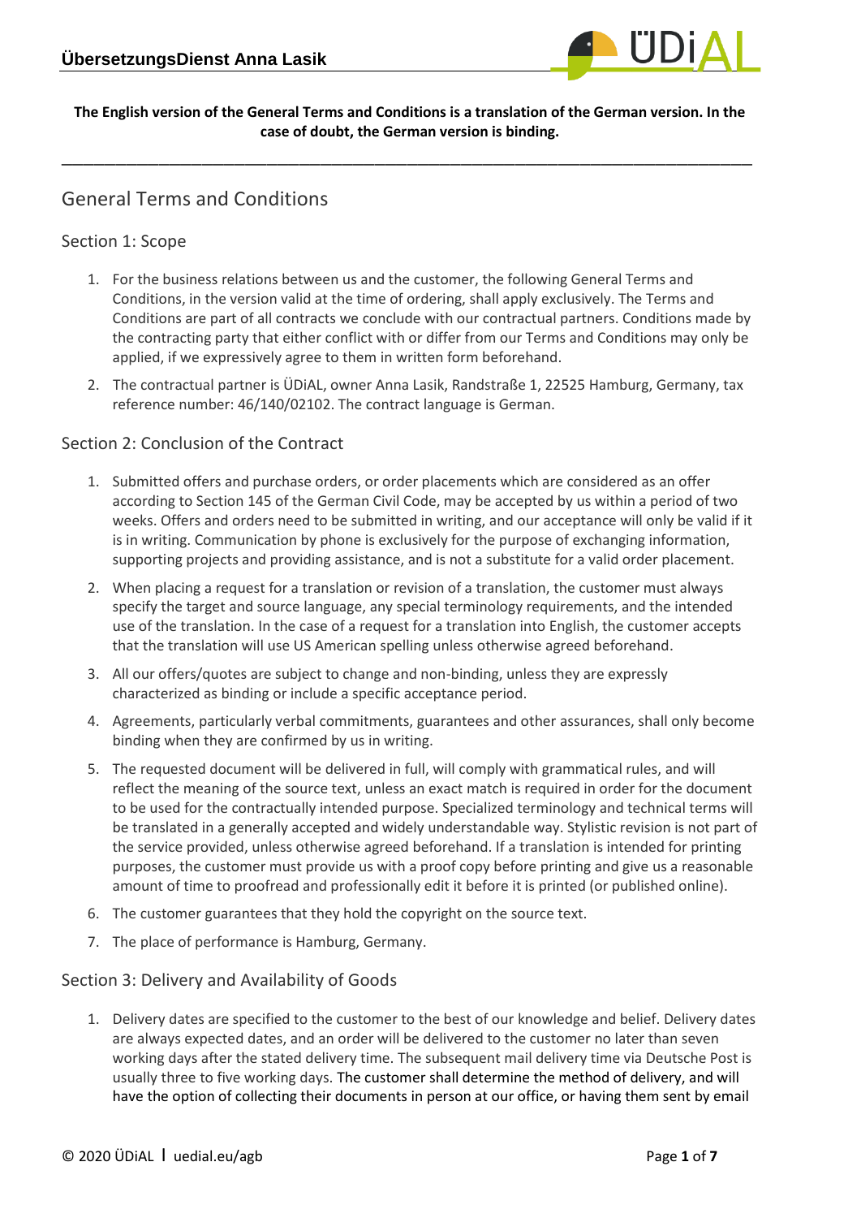**The English version of the General Terms and Conditions is a translation of the German version. In the case of doubt, the German version is binding.**

# General Terms and Conditions

## Section 1: Scope

1. For the business relations between us and the customer, the following General Terms and Conditions, in the version valid at the time of ordering, shall apply exclusively. The Terms and Conditions are part of all contracts we conclude with our contractual partners. Conditions made by the contracting party that either conflict with or differ from our Terms and Conditions may only be applied, if we expressively agree to them in written form beforehand.
2. The contractual partner is ÜDiAL, owner Anna Lasik, Randstraße 1, 22525 Hamburg, Germany, tax reference number: 46/140/02102. The contract language is German.

## Section 2: Conclusion of the Contract

1. Submitted offers and purchase orders, or order placements which are considered as an offer according to Section 145 of the German Civil Code, may be accepted by us within a period of two weeks. Offers and orders need to be submitted in writing, and our acceptance will only be valid if it is in writing. Communication by phone is exclusively for the purpose of exchanging information, supporting projects and providing assistance, and is not a substitute for a valid order placement.
2. When placing a request for a translation or revision of a translation, the customer must always specify the target and source language, any special terminology requirements, and the intended use of the translation. In the case of a request for a translation into English, the customer accepts that the translation will use US American spelling unless otherwise agreed beforehand.
3. All our offers/quotes are subject to change and non-binding, unless they are expressly characterized as binding or include a specific acceptance period.
4. Agreements, particularly verbal commitments, guarantees and other assurances, shall only become binding when they are confirmed by us in writing.
5. The requested document will be delivered in full, will comply with grammatical rules, and will reflect the meaning of the source text, unless an exact match is required in order for the document to be used for the contractually intended purpose. Specialized terminology and technical terms will be translated in a generally accepted and widely understandable way. Stylistic revision is not part of the service provided, unless otherwise agreed beforehand. If a translation is intended for printing purposes, the customer must provide us with a proof copy before printing and give us a reasonable amount of time to proofread and professionally edit it before it is printed (or published online).
6. The customer guarantees that they hold the copyright on the source text.
7. The place of performance is Hamburg, Germany.

## Section 3: Delivery and Availability of Goods

1. Delivery dates are specified to the customer to the best of our knowledge and belief. Delivery dates are always expected dates, and an order will be delivered to the customer no later than seven working days after the stated delivery time. The subsequent mail delivery time via Deutsche Post is usually three to five working days. The customer shall determine the method of delivery, and will have the option of collecting their documents in person at our office, or having them sent by email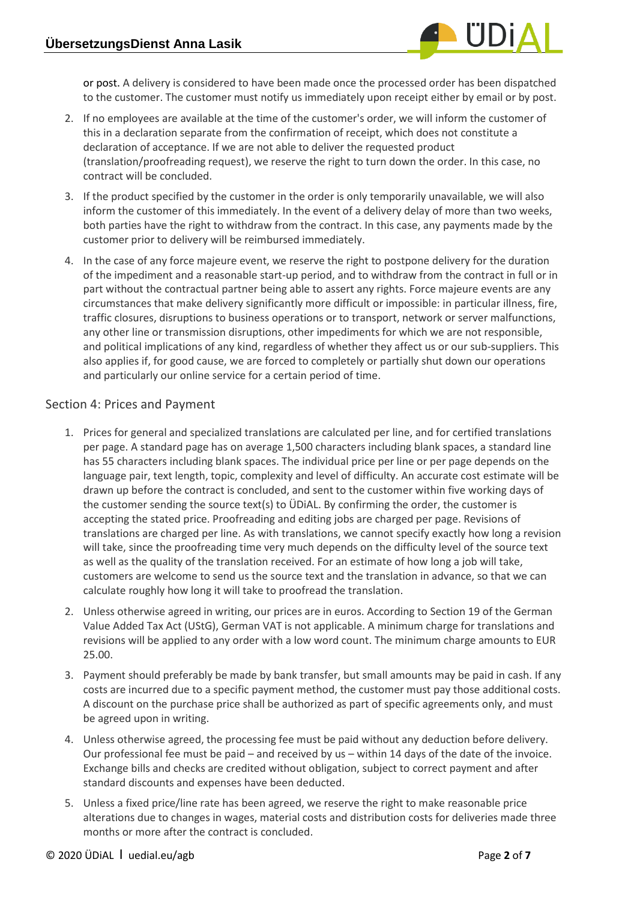or post. A delivery is considered to have been made once the processed order has been dispatched to the customer. The customer must notify us immediately upon receipt either by email or by post.

2. If no employees are available at the time of the customer's order, we will inform the customer of this in a declaration separate from the confirmation of receipt, which does not constitute a declaration of acceptance. If we are not able to deliver the requested product (translation/proofreading request), we reserve the right to turn down the order. In this case, no contract will be concluded.

3. If the product specified by the customer in the order is only temporarily unavailable, we will also inform the customer of this immediately. In the event of a delivery delay of more than two weeks, both parties have the right to withdraw from the contract. In this case, any payments made by the customer prior to delivery will be reimbursed immediately.

4. In the case of any force majeure event, we reserve the right to postpone delivery for the duration of the impediment and a reasonable start-up period, and to withdraw from the contract in full or in part without the contractual partner being able to assert any rights. Force majeure events are any circumstances that make delivery significantly more difficult or impossible: in particular illness, fire, traffic closures, disruptions to business operations or to transport, network or server malfunctions, any other line or transmission disruptions, other impediments for which we are not responsible, and political implications of any kind, regardless of whether they affect us or our sub-suppliers. This also applies if, for good cause, we are forced to completely or partially shut down our operations and particularly our online service for a certain period of time.

## Section 4: Prices and Payment

1. Prices for general and specialized translations are calculated per line, and for certified translations per page. A standard page has on average 1,500 characters including blank spaces, a standard line has 55 characters including blank spaces. The individual price per line or per page depends on the language pair, text length, topic, complexity and level of difficulty. An accurate cost estimate will be drawn up before the contract is concluded, and sent to the customer within five working days of the customer sending the source text(s) to ÜDiAL. By confirming the order, the customer is accepting the stated price. Proofreading and editing jobs are charged per page. Revisions of translations are charged per line. As with translations, we cannot specify exactly how long a revision will take, since the proofreading time very much depends on the difficulty level of the source text as well as the quality of the translation received. For an estimate of how long a job will take, customers are welcome to send us the source text and the translation in advance, so that we can calculate roughly how long it will take to proofread the translation.

2. Unless otherwise agreed in writing, our prices are in euros. According to Section 19 of the German Value Added Tax Act (UStG), German VAT is not applicable. A minimum charge for translations and revisions will be applied to any order with a low word count. The minimum charge amounts to EUR 25.00.

3. Payment should preferably be made by bank transfer, but small amounts may be paid in cash. If any costs are incurred due to a specific payment method, the customer must pay those additional costs. A discount on the purchase price shall be authorized as part of specific agreements only, and must be agreed upon in writing.

4. Unless otherwise agreed, the processing fee must be paid without any deduction before delivery. Our professional fee must be paid – and received by us – within 14 days of the date of the invoice. Exchange bills and checks are credited without obligation, subject to correct payment and after standard discounts and expenses have been deducted.

5. Unless a fixed price/line rate has been agreed, we reserve the right to make reasonable price alterations due to changes in wages, material costs and distribution costs for deliveries made three months or more after the contract is concluded.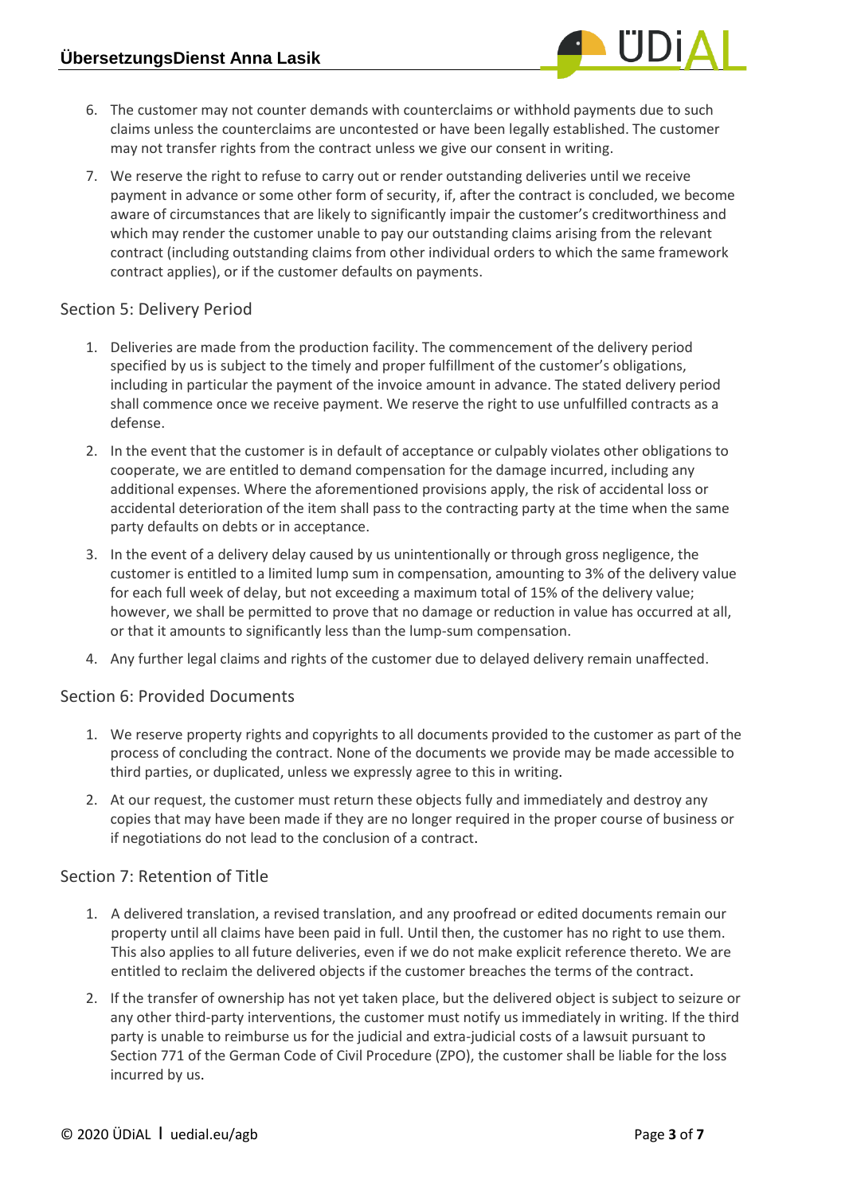6. The customer may not counter demands with counterclaims or withhold payments due to such claims unless the counterclaims are uncontested or have been legally established. The customer may not transfer rights from the contract unless we give our consent in writing.
7. We reserve the right to refuse to carry out or render outstanding deliveries until we receive payment in advance or some other form of security, if, after the contract is concluded, we become aware of circumstances that are likely to significantly impair the customer's creditworthiness and which may render the customer unable to pay our outstanding claims arising from the relevant contract (including outstanding claims from other individual orders to which the same framework contract applies), or if the customer defaults on payments.

## Section 5: Delivery Period

1. Deliveries are made from the production facility. The commencement of the delivery period specified by us is subject to the timely and proper fulfillment of the customer's obligations, including in particular the payment of the invoice amount in advance. The stated delivery period shall commence once we receive payment. We reserve the right to use unfulfilled contracts as a defense.
2. In the event that the customer is in default of acceptance or culpably violates other obligations to cooperate, we are entitled to demand compensation for the damage incurred, including any additional expenses. Where the aforementioned provisions apply, the risk of accidental loss or accidental deterioration of the item shall pass to the contracting party at the time when the same party defaults on debts or in acceptance.
3. In the event of a delivery delay caused by us unintentionally or through gross negligence, the customer is entitled to a limited lump sum in compensation, amounting to 3% of the delivery value for each full week of delay, but not exceeding a maximum total of 15% of the delivery value; however, we shall be permitted to prove that no damage or reduction in value has occurred at all, or that it amounts to significantly less than the lump-sum compensation.
4. Any further legal claims and rights of the customer due to delayed delivery remain unaffected.

## Section 6: Provided Documents

1. We reserve property rights and copyrights to all documents provided to the customer as part of the process of concluding the contract. None of the documents we provide may be made accessible to third parties, or duplicated, unless we expressly agree to this in writing.
2. At our request, the customer must return these objects fully and immediately and destroy any copies that may have been made if they are no longer required in the proper course of business or if negotiations do not lead to the conclusion of a contract.

## Section 7: Retention of Title

1. A delivered translation, a revised translation, and any proofread or edited documents remain our property until all claims have been paid in full. Until then, the customer has no right to use them. This also applies to all future deliveries, even if we do not make explicit reference thereto. We are entitled to reclaim the delivered objects if the customer breaches the terms of the contract.
2. If the transfer of ownership has not yet taken place, but the delivered object is subject to seizure or any other third-party interventions, the customer must notify us immediately in writing. If the third party is unable to reimburse us for the judicial and extra-judicial costs of a lawsuit pursuant to Section 771 of the German Code of Civil Procedure (ZPO), the customer shall be liable for the loss incurred by us.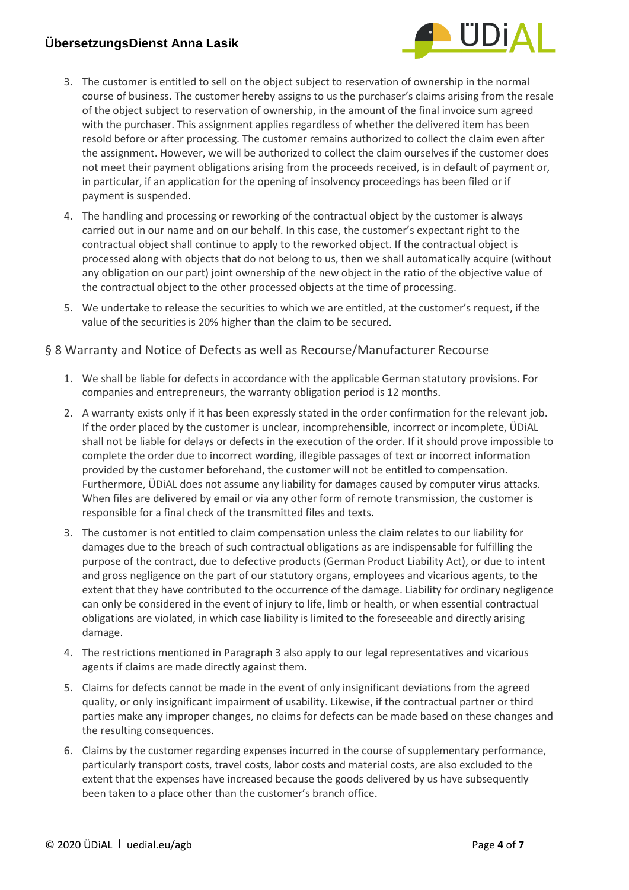3. The customer is entitled to sell on the object subject to reservation of ownership in the normal course of business. The customer hereby assigns to us the purchaser's claims arising from the resale of the object subject to reservation of ownership, in the amount of the final invoice sum agreed with the purchaser. This assignment applies regardless of whether the delivered item has been resold before or after processing. The customer remains authorized to collect the claim even after the assignment. However, we will be authorized to collect the claim ourselves if the customer does not meet their payment obligations arising from the proceeds received, is in default of payment or, in particular, if an application for the opening of insolvency proceedings has been filed or if payment is suspended.
4. The handling and processing or reworking of the contractual object by the customer is always carried out in our name and on our behalf. In this case, the customer's expectant right to the contractual object shall continue to apply to the reworked object. If the contractual object is processed along with objects that do not belong to us, then we shall automatically acquire (without any obligation on our part) joint ownership of the new object in the ratio of the objective value of the contractual object to the other processed objects at the time of processing.
5. We undertake to release the securities to which we are entitled, at the customer's request, if the value of the securities is 20% higher than the claim to be secured.

## § 8 Warranty and Notice of Defects as well as Recourse/Manufacturer Recourse

1. We shall be liable for defects in accordance with the applicable German statutory provisions. For companies and entrepreneurs, the warranty obligation period is 12 months.
2. A warranty exists only if it has been expressly stated in the order confirmation for the relevant job. If the order placed by the customer is unclear, incomprehensible, incorrect or incomplete, ÜDiAL shall not be liable for delays or defects in the execution of the order. If it should prove impossible to complete the order due to incorrect wording, illegible passages of text or incorrect information provided by the customer beforehand, the customer will not be entitled to compensation. Furthermore, ÜDiAL does not assume any liability for damages caused by computer virus attacks. When files are delivered by email or via any other form of remote transmission, the customer is responsible for a final check of the transmitted files and texts.
3. The customer is not entitled to claim compensation unless the claim relates to our liability for damages due to the breach of such contractual obligations as are indispensable for fulfilling the purpose of the contract, due to defective products (German Product Liability Act), or due to intent and gross negligence on the part of our statutory organs, employees and vicarious agents, to the extent that they have contributed to the occurrence of the damage. Liability for ordinary negligence can only be considered in the event of injury to life, limb or health, or when essential contractual obligations are violated, in which case liability is limited to the foreseeable and directly arising damage.
4. The restrictions mentioned in Paragraph 3 also apply to our legal representatives and vicarious agents if claims are made directly against them.
5. Claims for defects cannot be made in the event of only insignificant deviations from the agreed quality, or only insignificant impairment of usability. Likewise, if the contractual partner or third parties make any improper changes, no claims for defects can be made based on these changes and the resulting consequences.
6. Claims by the customer regarding expenses incurred in the course of supplementary performance, particularly transport costs, travel costs, labor costs and material costs, are also excluded to the extent that the expenses have increased because the goods delivered by us have subsequently been taken to a place other than the customer's branch office.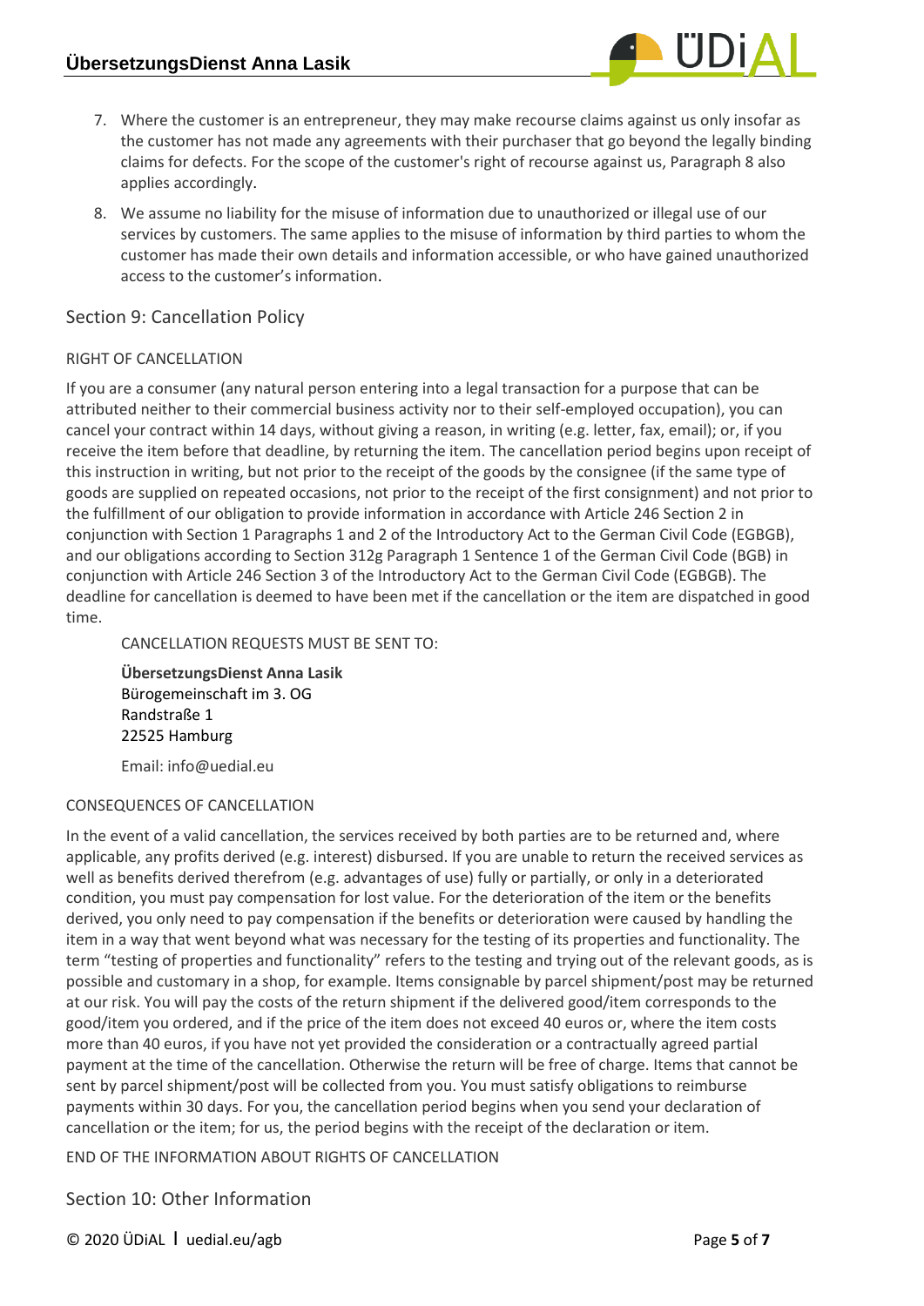7. Where the customer is an entrepreneur, they may make recourse claims against us only insofar as the customer has not made any agreements with their purchaser that go beyond the legally binding claims for defects. For the scope of the customer's right of recourse against us, Paragraph 8 also applies accordingly.
8. We assume no liability for the misuse of information due to unauthorized or illegal use of our services by customers. The same applies to the misuse of information by third parties to whom the customer has made their own details and information accessible, or who have gained unauthorized access to the customer's information.

## Section 9: Cancellation Policy

RIGHT OF CANCELLATION

If you are a consumer (any natural person entering into a legal transaction for a purpose that can be attributed neither to their commercial business activity nor to their self-employed occupation), you can cancel your contract within 14 days, without giving a reason, in writing (e.g. letter, fax, email); or, if you receive the item before that deadline, by returning the item. The cancellation period begins upon receipt of this instruction in writing, but not prior to the receipt of the goods by the consignee (if the same type of goods are supplied on repeated occasions, not prior to the receipt of the first consignment) and not prior to the fulfillment of our obligation to provide information in accordance with Article 246 Section 2 in conjunction with Section 1 Paragraphs 1 and 2 of the Introductory Act to the German Civil Code (EGBGB), and our obligations according to Section 312g Paragraph 1 Sentence 1 of the German Civil Code (BGB) in conjunction with Article 246 Section 3 of the Introductory Act to the German Civil Code (EGBGB). The deadline for cancellation is deemed to have been met if the cancellation or the item are dispatched in good time.

CANCELLATION REQUESTS MUST BE SENT TO:

**ÜbersetzungsDienst Anna Lasik**
Bürogemeinschaft im 3. OG
Randstraße 1
22525 Hamburg

Email: info@uedial.eu

CONSEQUENCES OF CANCELLATION

In the event of a valid cancellation, the services received by both parties are to be returned and, where applicable, any profits derived (e.g. interest) disbursed. If you are unable to return the received services as well as benefits derived therefrom (e.g. advantages of use) fully or partially, or only in a deteriorated condition, you must pay compensation for lost value. For the deterioration of the item or the benefits derived, you only need to pay compensation if the benefits or deterioration were caused by handling the item in a way that went beyond what was necessary for the testing of its properties and functionality. The term "testing of properties and functionality" refers to the testing and trying out of the relevant goods, as is possible and customary in a shop, for example. Items consignable by parcel shipment/post may be returned at our risk. You will pay the costs of the return shipment if the delivered good/item corresponds to the good/item you ordered, and if the price of the item does not exceed 40 euros or, where the item costs more than 40 euros, if you have not yet provided the consideration or a contractually agreed partial payment at the time of the cancellation. Otherwise the return will be free of charge. Items that cannot be sent by parcel shipment/post will be collected from you. You must satisfy obligations to reimburse payments within 30 days. For you, the cancellation period begins when you send your declaration of cancellation or the item; for us, the period begins with the receipt of the declaration or item.

END OF THE INFORMATION ABOUT RIGHTS OF CANCELLATION

## Section 10: Other Information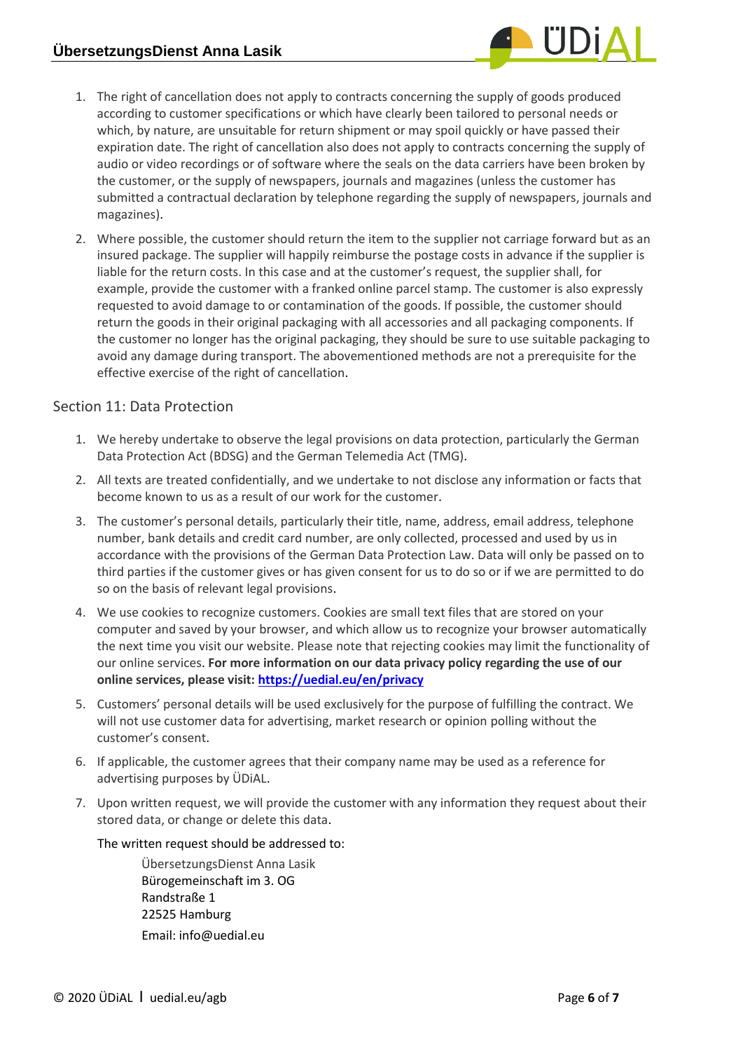1. The right of cancellation does not apply to contracts concerning the supply of goods produced according to customer specifications or which have clearly been tailored to personal needs or which, by nature, are unsuitable for return shipment or may spoil quickly or have passed their expiration date. The right of cancellation also does not apply to contracts concerning the supply of audio or video recordings or of software where the seals on the data carriers have been broken by the customer, or the supply of newspapers, journals and magazines (unless the customer has submitted a contractual declaration by telephone regarding the supply of newspapers, journals and magazines).
2. Where possible, the customer should return the item to the supplier not carriage forward but as an insured package. The supplier will happily reimburse the postage costs in advance if the supplier is liable for the return costs. In this case and at the customer's request, the supplier shall, for example, provide the customer with a franked online parcel stamp. The customer is also expressly requested to avoid damage to or contamination of the goods. If possible, the customer should return the goods in their original packaging with all accessories and all packaging components. If the customer no longer has the original packaging, they should be sure to use suitable packaging to avoid any damage during transport. The abovementioned methods are not a prerequisite for the effective exercise of the right of cancellation.

## Section 11: Data Protection

1. We hereby undertake to observe the legal provisions on data protection, particularly the German Data Protection Act (BDSG) and the German Telemedia Act (TMG).
2. All texts are treated confidentially, and we undertake to not disclose any information or facts that become known to us as a result of our work for the customer.
3. The customer's personal details, particularly their title, name, address, email address, telephone number, bank details and credit card number, are only collected, processed and used by us in accordance with the provisions of the German Data Protection Law. Data will only be passed on to third parties if the customer gives or has given consent for us to do so or if we are permitted to do so on the basis of relevant legal provisions.
4. We use cookies to recognize customers. Cookies are small text files that are stored on your computer and saved by your browser, and which allow us to recognize your browser automatically the next time you visit our website. Please note that rejecting cookies may limit the functionality of our online services. **For more information on our data privacy policy regarding the use of our online services, please visit: [https://uedial.eu/en/privacy](https://uedial.eu/en/privacy)**
5. Customers' personal details will be used exclusively for the purpose of fulfilling the contract. We will not use customer data for advertising, market research or opinion polling without the customer's consent.
6. If applicable, the customer agrees that their company name may be used as a reference for advertising purposes by ÜDiAL.
7. Upon written request, we will provide the customer with any information they request about their stored data, or change or delete this data.

   The written request should be addressed to:

   ÜbersetzungsDienst Anna Lasik
   Bürogemeinschaft im 3. OG
   Randstraße 1
   22525 Hamburg
   Email: info@uedial.eu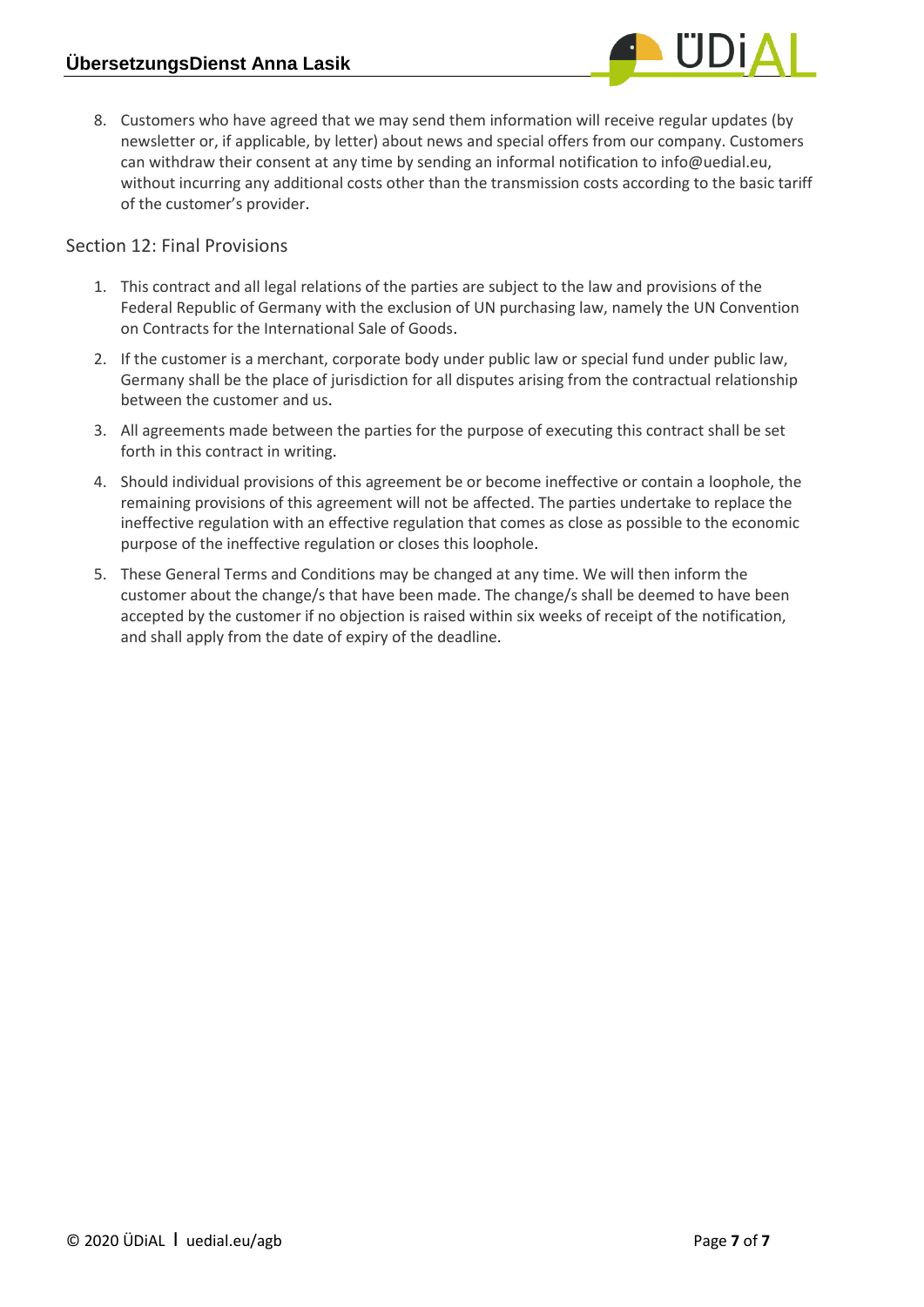8. Customers who have agreed that we may send them information will receive regular updates (by newsletter or, if applicable, by letter) about news and special offers from our company. Customers can withdraw their consent at any time by sending an informal notification to info@uedial.eu, without incurring any additional costs other than the transmission costs according to the basic tariff of the customer's provider.

## Section 12: Final Provisions

1. This contract and all legal relations of the parties are subject to the law and provisions of the Federal Republic of Germany with the exclusion of UN purchasing law, namely the UN Convention on Contracts for the International Sale of Goods.
2. If the customer is a merchant, corporate body under public law or special fund under public law, Germany shall be the place of jurisdiction for all disputes arising from the contractual relationship between the customer and us.
3. All agreements made between the parties for the purpose of executing this contract shall be set forth in this contract in writing.
4. Should individual provisions of this agreement be or become ineffective or contain a loophole, the remaining provisions of this agreement will not be affected. The parties undertake to replace the ineffective regulation with an effective regulation that comes as close as possible to the economic purpose of the ineffective regulation or closes this loophole.
5. These General Terms and Conditions may be changed at any time. We will then inform the customer about the change/s that have been made. The change/s shall be deemed to have been accepted by the customer if no objection is raised within six weeks of receipt of the notification, and shall apply from the date of expiry of the deadline.